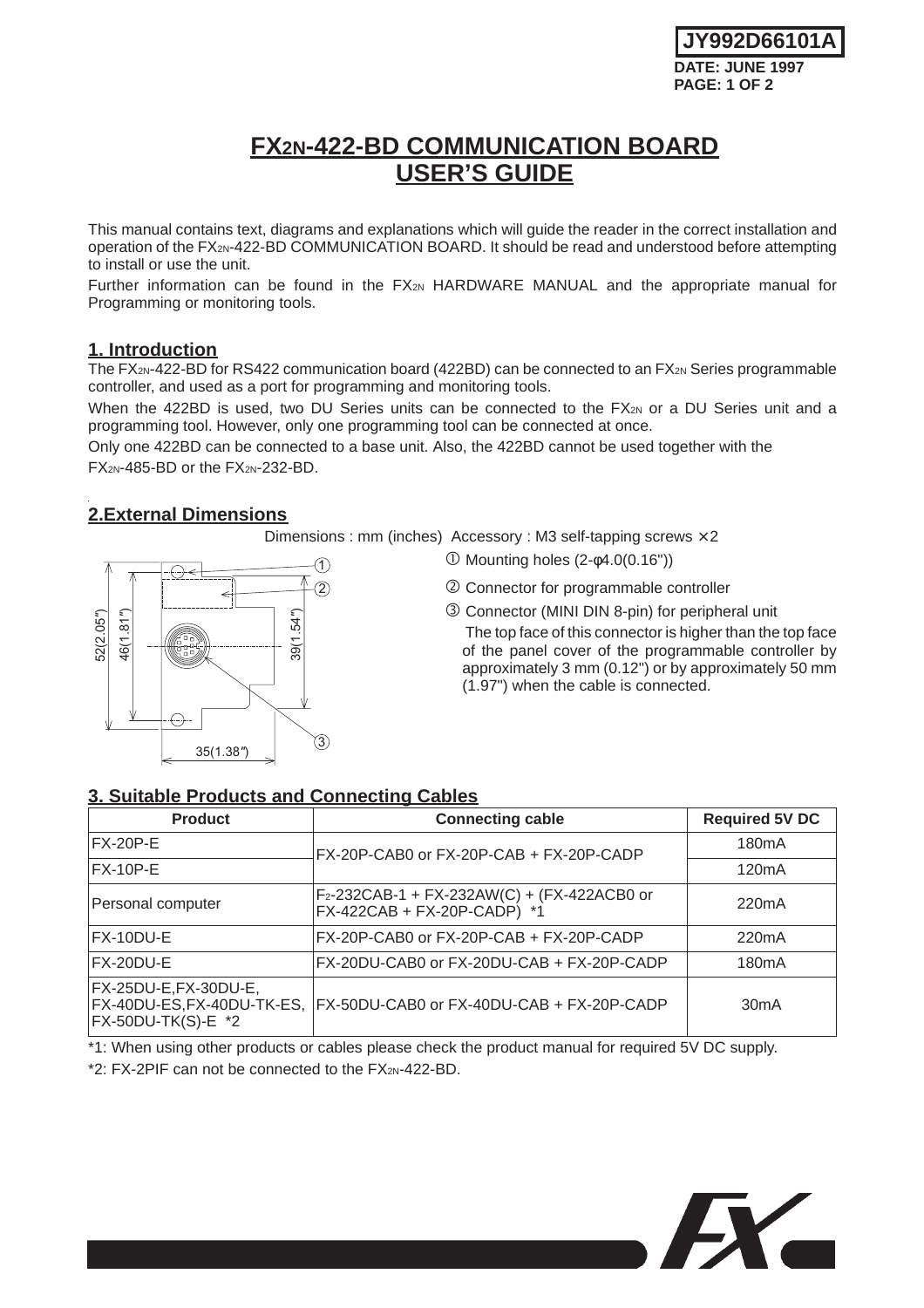**JY992D66101A**

**DATE: JUNE 1997**

# FX2N-422-BD COMMUNICATION BOARD USER'S GUIDE

This manual contains text, diagrams and explanations which will guide the reader in the correct installation and operation of the FX2N-422-BD COMMUNICATION BOARD. It should be read and understood before attempting to install or use the unit.

Further information can be found in the FX2N HARDWARE MANUAL and the appropriate manual for Programming or monitoring tools.

## 1. Introduction

The FX2N-422-BD for RS422 communication board (422BD) can be connected to an FX2N Series programmable controller, and used as a port for programming and monitoring tools.

When the 422BD is used, two DU Series units can be connected to the FX2N or a DU Series unit and a programming tool. However, only one programming tool can be connected at once.

Only one 422BD can be connected to a base unit. Also, the 422BD cannot be used together with the FX2N-485-BD or the FX2N-232-BD.

## 2.External Dimensions

Dimensions : mm (inches) Accessory : M3 self-tapping screws × 2

52(2.05") 46(1.81") 39(1.54") 35(1.38")

① Mounting holes (2-φ4.0(0.16"))

② Connector for programmable controller

③ Connector (MINI DIN 8-pin) for peripheral unit
The top face of this connector is higher than the top face of the panel cover of the programmable controller by approximately 3 mm (0.12") or by approximately 50 mm (1.97") when the cable is connected.

## 3. Suitable Products and Connecting Cables

| Product | Connecting cable | Required 5V DC |
|---|---|---|
| FX-20P-E | FX-20P-CAB0 or FX-20P-CAB + FX-20P-CADP | 180mA |
| FX-10P-E | | 120mA |
| Personal computer | F2-232CAB-1 + FX-232AW(C) + (FX-422ACB0 or FX-422CAB + FX-20P-CADP) *1 | 220mA |
| FX-10DU-E | FX-20P-CAB0 or FX-20P-CAB + FX-20P-CADP | 220mA |
| FX-20DU-E | FX-20DU-CAB0 or FX-20DU-CAB + FX-20P-CADP | 180mA |
| FX-25DU-E,FX-30DU-E, FX-40DU-ES,FX-40DU-TK-ES, FX-50DU-TK(S)-E *2 | FX-50DU-CAB0 or FX-40DU-CAB + FX-20P-CADP | 30mA |

*1: When using other products or cables please check the product manual for required 5V DC supply.

*2: FX-2PIF can not be connected to the FX2N-422-BD.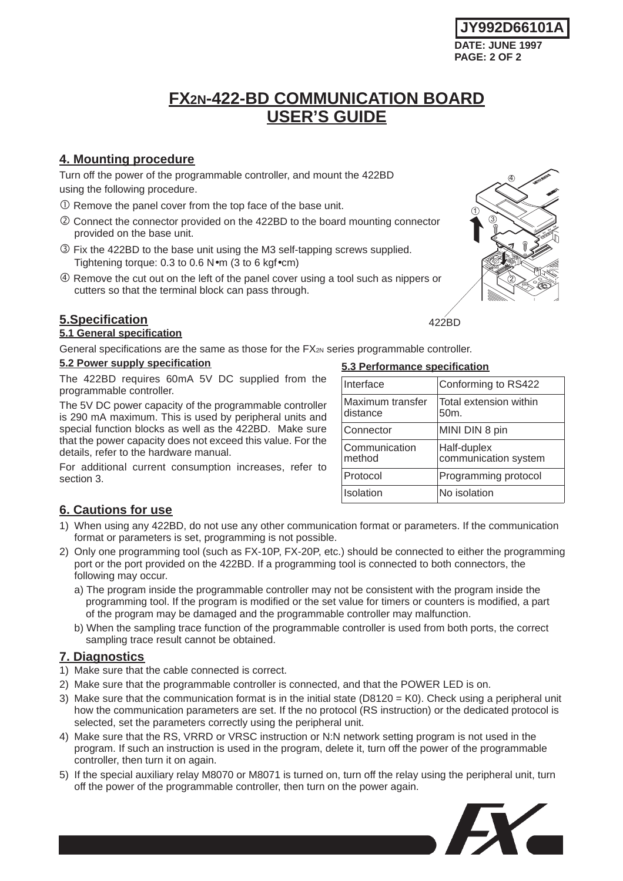# FX2N-422-BD COMMUNICATION BOARD USER'S GUIDE

## 4. Mounting procedure

Turn off the power of the programmable controller, and mount the 422BD using the following procedure.

① Remove the panel cover from the top face of the base unit.

② Connect the connector provided on the 422BD to the board mounting connector provided on the base unit.

③ Fix the 422BD to the base unit using the M3 self-tapping screws supplied. Tightening torque: 0.3 to 0.6 N•m (3 to 6 kgf•cm)

④ Remove the cut out on the left of the panel cover using a tool such as nippers or cutters so that the terminal block can pass through.

422BD

## 5.Specification

### 5.1 General specification

General specifications are the same as those for the FX2N series programmable controller.

### 5.2 Power supply specification

The 422BD requires 60mA 5V DC supplied from the programmable controller.

The 5V DC power capacity of the programmable controller is 290 mA maximum. This is used by peripheral units and special function blocks as well as the 422BD. Make sure that the power capacity does not exceed this value. For the details, refer to the hardware manual.

For additional current consumption increases, refer to section 3.

### 5.3 Performance specification

| | |
|---|---|
| Interface | Conforming to RS422 |
| Maximum transfer distance | Total extension within 50m. |
| Connector | MINI DIN 8 pin |
| Communication method | Half-duplex communication system |
| Protocol | Programming protocol |
| Isolation | No isolation |

## 6. Cautions for use

1) When using any 422BD, do not use any other communication format or parameters. If the communication format or parameters is set, programming is not possible.
2) Only one programming tool (such as FX-10P, FX-20P, etc.) should be connected to either the programming port or the port provided on the 422BD. If a programming tool is connected to both connectors, the following may occur.
   a) The program inside the programmable controller may not be consistent with the program inside the programming tool. If the program is modified or the set value for timers or counters is modified, a part of the program may be damaged and the programmable controller may malfunction.
   b) When the sampling trace function of the programmable controller is used from both ports, the correct sampling trace result cannot be obtained.

## 7. Diagnostics

1) Make sure that the cable connected is correct.
2) Make sure that the programmable controller is connected, and that the POWER LED is on.
3) Make sure that the communication format is in the initial state (D8120 = K0). Check using a peripheral unit how the communication parameters are set. If the no protocol (RS instruction) or the dedicated protocol is selected, set the parameters correctly using the peripheral unit.
4) Make sure that the RS, VRRD or VRSC instruction or N:N network setting program is not used in the program. If such an instruction is used in the program, delete it, turn off the power of the programmable controller, then turn it on again.
5) If the special auxiliary relay M8070 or M8071 is turned on, turn off the relay using the peripheral unit, turn off the power of the programmable controller, then turn on the power again.